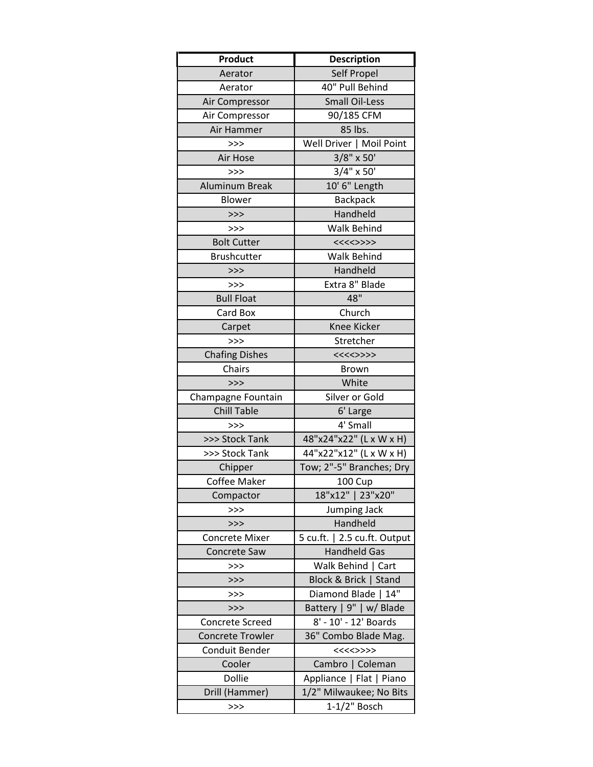| Product | Description |
| --- | --- |
| Aerator | Self Propel |
| Aerator | 40" Pull Behind |
| Air Compressor | Small Oil-Less |
| Air Compressor | 90/185 CFM |
| Air Hammer | 85 lbs. |
| >>> | Well Driver \| Moil Point |
| Air Hose | 3/8" x 50' |
| >>> | 3/4" x 50' |
| Aluminum Break | 10' 6" Length |
| Blower | Backpack |
| >>> | Handheld |
| >>> | Walk Behind |
| Bolt Cutter | <<<<>>>> |
| Brushcutter | Walk Behind |
| >>> | Handheld |
| >>> | Extra 8" Blade |
| Bull Float | 48" |
| Card Box | Church |
| Carpet | Knee Kicker |
| >>> | Stretcher |
| Chafing Dishes | <<<<>>>> |
| Chairs | Brown |
| >>> | White |
| Champagne Fountain | Silver or Gold |
| Chill Table | 6' Large |
| >>> | 4' Small |
| >>> Stock Tank | 48"x24"x22" (L x W x H) |
| >>> Stock Tank | 44"x22"x12" (L x W x H) |
| Chipper | Tow; 2"-5" Branches; Dry |
| Coffee Maker | 100 Cup |
| Compactor | 18"x12" \| 23"x20" |
| >>> | Jumping Jack |
| >>> | Handheld |
| Concrete Mixer | 5 cu.ft. \| 2.5 cu.ft. Output |
| Concrete Saw | Handheld Gas |
| >>> | Walk Behind \| Cart |
| >>> | Block & Brick \| Stand |
| >>> | Diamond Blade \| 14" |
| >>> | Battery \| 9" \| w/ Blade |
| Concrete Screed | 8' - 10' - 12' Boards |
| Concrete Trowler | 36" Combo Blade Mag. |
| Conduit Bender | <<<<>>>> |
| Cooler | Cambro \| Coleman |
| Dollie | Appliance \| Flat \| Piano |
| Drill (Hammer) | 1/2" Milwaukee; No Bits |
| >>> | 1-1/2" Bosch |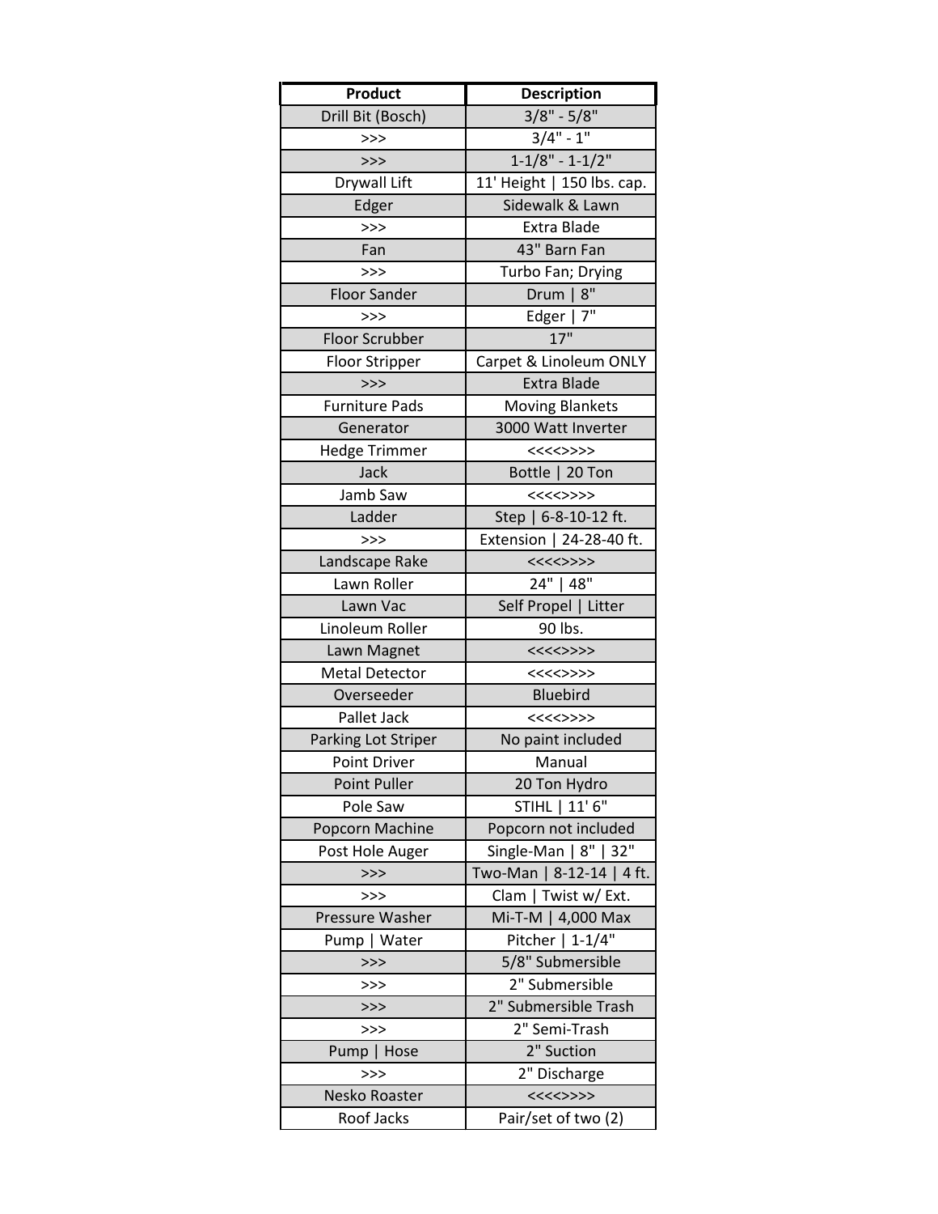| Product | Description |
| --- | --- |
| Drill Bit (Bosch) | 3/8" - 5/8" |
| >>> | 3/4" - 1" |
| >>> | 1-1/8" - 1-1/2" |
| Drywall Lift | 11' Height \| 150 lbs. cap. |
| Edger | Sidewalk & Lawn |
| >>> | Extra Blade |
| Fan | 43" Barn Fan |
| >>> | Turbo Fan; Drying |
| Floor Sander | Drum \| 8" |
| >>> | Edger \| 7" |
| Floor Scrubber | 17" |
| Floor Stripper | Carpet & Linoleum ONLY |
| >>> | Extra Blade |
| Furniture Pads | Moving Blankets |
| Generator | 3000 Watt Inverter |
| Hedge Trimmer | <<<<>>>> |
| Jack | Bottle \| 20 Ton |
| Jamb Saw | <<<<>>>> |
| Ladder | Step \| 6-8-10-12 ft. |
| >>> | Extension \| 24-28-40 ft. |
| Landscape Rake | <<<<>>>> |
| Lawn Roller | 24" \| 48" |
| Lawn Vac | Self Propel \| Litter |
| Linoleum Roller | 90 lbs. |
| Lawn Magnet | <<<<>>>> |
| Metal Detector | <<<<>>>> |
| Overseeder | Bluebird |
| Pallet Jack | <<<<>>>> |
| Parking Lot Striper | No paint included |
| Point Driver | Manual |
| Point Puller | 20 Ton Hydro |
| Pole Saw | STIHL \| 11' 6" |
| Popcorn Machine | Popcorn not included |
| Post Hole Auger | Single-Man \| 8" \| 32" |
| >>> | Two-Man \| 8-12-14 \| 4 ft. |
| >>> | Clam \| Twist w/ Ext. |
| Pressure Washer | Mi-T-M \| 4,000 Max |
| Pump \| Water | Pitcher \| 1-1/4" |
| >>> | 5/8" Submersible |
| >>> | 2" Submersible |
| >>> | 2" Submersible Trash |
| >>> | 2" Semi-Trash |
| Pump \| Hose | 2" Suction |
| >>> | 2" Discharge |
| Nesko Roaster | <<<<>>>> |
| Roof Jacks | Pair/set of two (2) |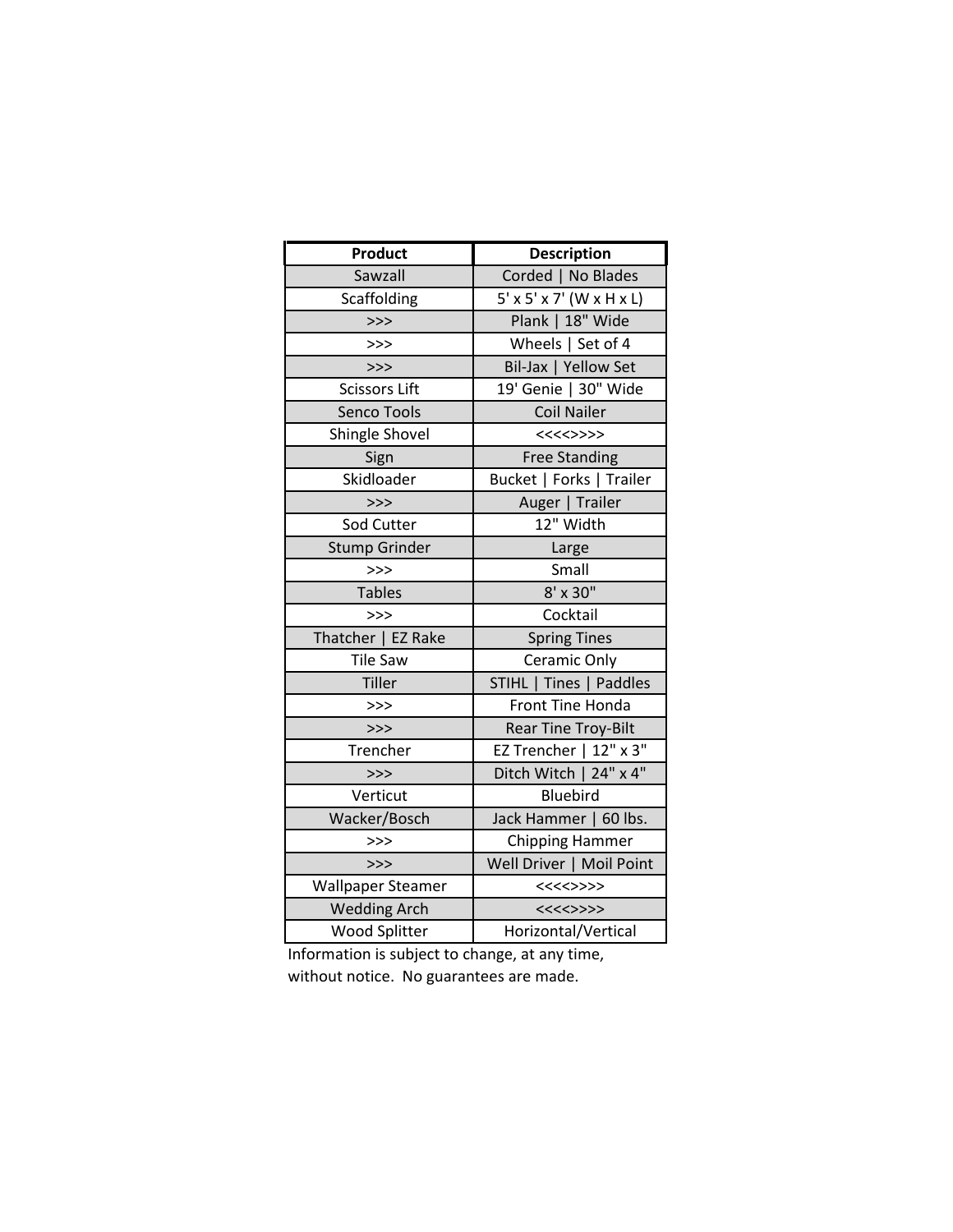| Product | Description |
| --- | --- |
| Sawzall | Corded \| No Blades |
| Scaffolding | 5' x 5' x 7' (W x H x L) |
| >>> | Plank \| 18" Wide |
| >>> | Wheels \| Set of 4 |
| >>> | Bil-Jax \| Yellow Set |
| Scissors Lift | 19' Genie \| 30" Wide |
| Senco Tools | Coil Nailer |
| Shingle Shovel | <<<<>>>> |
| Sign | Free Standing |
| Skidloader | Bucket \| Forks \| Trailer |
| >>> | Auger \| Trailer |
| Sod Cutter | 12" Width |
| Stump Grinder | Large |
| >>> | Small |
| Tables | 8' x 30" |
| >>> | Cocktail |
| Thatcher \| EZ Rake | Spring Tines |
| Tile Saw | Ceramic Only |
| Tiller | STIHL \| Tines \| Paddles |
| >>> | Front Tine Honda |
| >>> | Rear Tine Troy-Bilt |
| Trencher | EZ Trencher \| 12" x 3" |
| >>> | Ditch Witch \| 24" x 4" |
| Verticut | Bluebird |
| Wacker/Bosch | Jack Hammer \| 60 lbs. |
| >>> | Chipping Hammer |
| >>> | Well Driver \| Moil Point |
| Wallpaper Steamer | <<<<>>>> |
| Wedding Arch | <<<<>>>> |
| Wood Splitter | Horizontal/Vertical |

Information is subject to change, at any time, without notice. No guarantees are made.